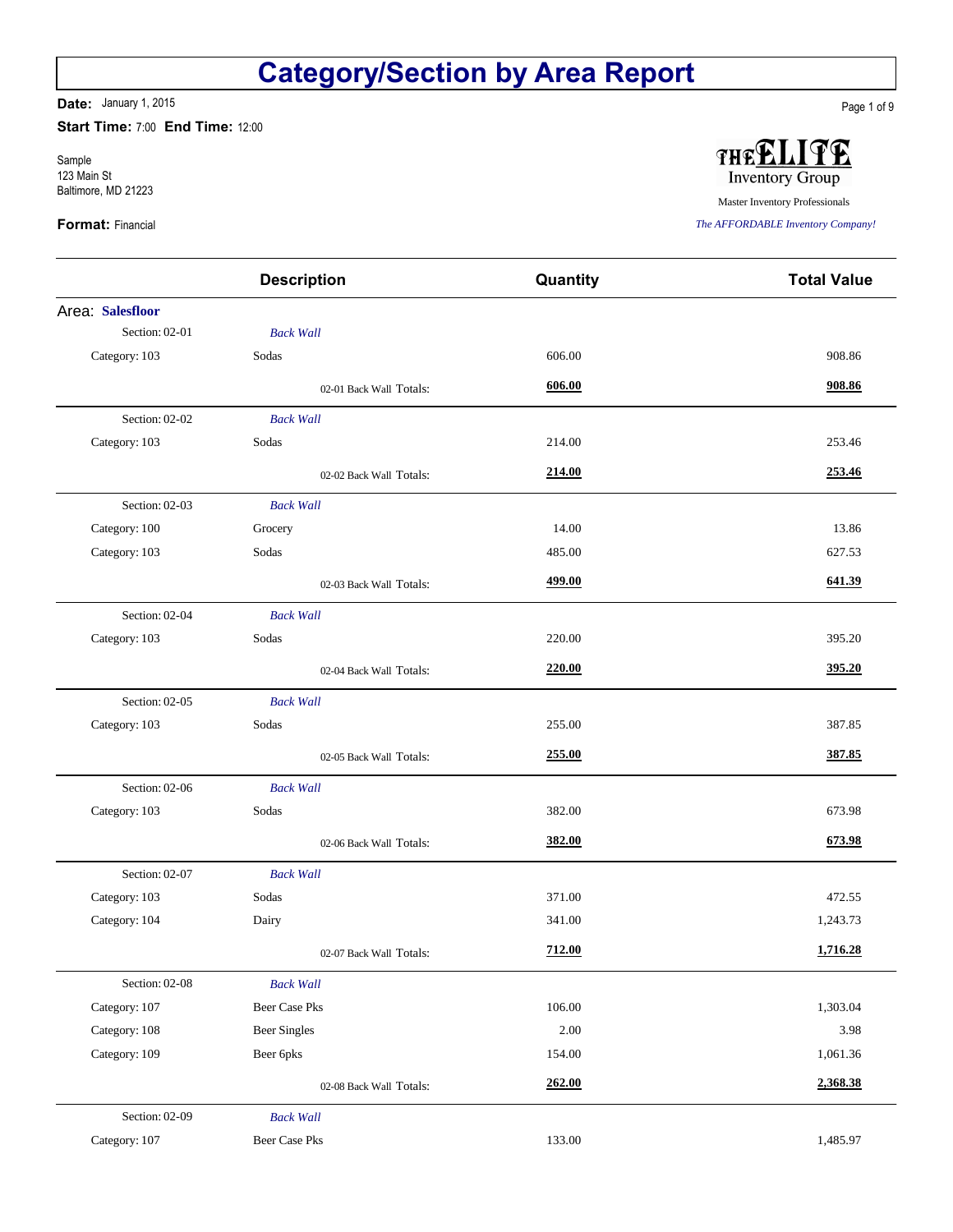# Category/Section by Area Report

**Date:** January 1, 2015

**Start Time:** 7:00 **End Time:** 12:00

Sample
123 Main St
Baltimore, MD 21223

**Format:** Financial

THE ELITE Inventory Group
Master Inventory Professionals
*The AFFORDABLE Inventory Company!*

| | Description | Quantity | Total Value |
|---|---|---|---|
| Area: **Salesfloor** | | | |
| Section: 02-01 | *Back Wall* | | |
| Category: 103 | Sodas | 606.00 | 908.86 |
| | 02-01 Back Wall Totals: | **606.00** | **908.86** |
| Section: 02-02 | *Back Wall* | | |
| Category: 103 | Sodas | 214.00 | 253.46 |
| | 02-02 Back Wall Totals: | **214.00** | **253.46** |
| Section: 02-03 | *Back Wall* | | |
| Category: 100 | Grocery | 14.00 | 13.86 |
| Category: 103 | Sodas | 485.00 | 627.53 |
| | 02-03 Back Wall Totals: | **499.00** | **641.39** |
| Section: 02-04 | *Back Wall* | | |
| Category: 103 | Sodas | 220.00 | 395.20 |
| | 02-04 Back Wall Totals: | **220.00** | **395.20** |
| Section: 02-05 | *Back Wall* | | |
| Category: 103 | Sodas | 255.00 | 387.85 |
| | 02-05 Back Wall Totals: | **255.00** | **387.85** |
| Section: 02-06 | *Back Wall* | | |
| Category: 103 | Sodas | 382.00 | 673.98 |
| | 02-06 Back Wall Totals: | **382.00** | **673.98** |
| Section: 02-07 | *Back Wall* | | |
| Category: 103 | Sodas | 371.00 | 472.55 |
| Category: 104 | Dairy | 341.00 | 1,243.73 |
| | 02-07 Back Wall Totals: | **712.00** | **1,716.28** |
| Section: 02-08 | *Back Wall* | | |
| Category: 107 | Beer Case Pks | 106.00 | 1,303.04 |
| Category: 108 | Beer Singles | 2.00 | 3.98 |
| Category: 109 | Beer 6pks | 154.00 | 1,061.36 |
| | 02-08 Back Wall Totals: | **262.00** | **2,368.38** |
| Section: 02-09 | *Back Wall* | | |
| Category: 107 | Beer Case Pks | 133.00 | 1,485.97 |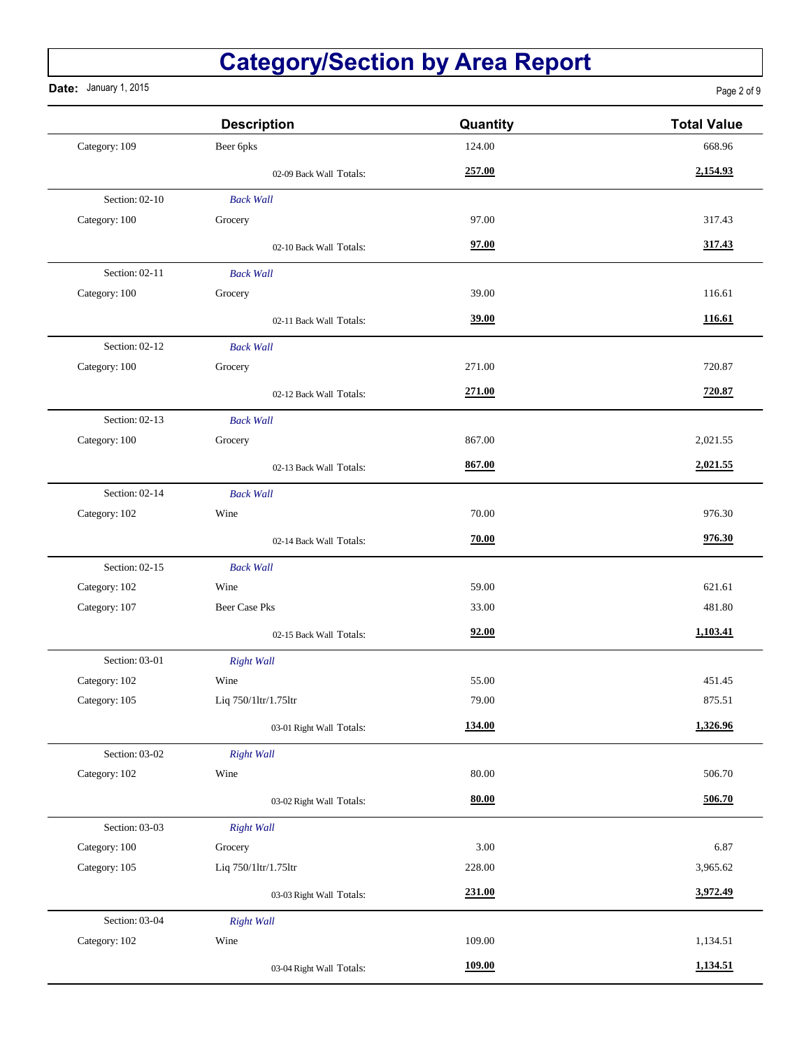# Category/Section by Area Report

**Date:** January 1, 2015

| | Description | Quantity | Total Value |
|---|---|---|---|
| Category: 109 | Beer 6pks | 124.00 | 668.96 |
| | 02-09 Back Wall Totals: | **257.00** | **2,154.93** |
| Section: 02-10 | *Back Wall* | | |
| Category: 100 | Grocery | 97.00 | 317.43 |
| | 02-10 Back Wall Totals: | **97.00** | **317.43** |
| Section: 02-11 | *Back Wall* | | |
| Category: 100 | Grocery | 39.00 | 116.61 |
| | 02-11 Back Wall Totals: | **39.00** | **116.61** |
| Section: 02-12 | *Back Wall* | | |
| Category: 100 | Grocery | 271.00 | 720.87 |
| | 02-12 Back Wall Totals: | **271.00** | **720.87** |
| Section: 02-13 | *Back Wall* | | |
| Category: 100 | Grocery | 867.00 | 2,021.55 |
| | 02-13 Back Wall Totals: | **867.00** | **2,021.55** |
| Section: 02-14 | *Back Wall* | | |
| Category: 102 | Wine | 70.00 | 976.30 |
| | 02-14 Back Wall Totals: | **70.00** | **976.30** |
| Section: 02-15 | *Back Wall* | | |
| Category: 102 | Wine | 59.00 | 621.61 |
| Category: 107 | Beer Case Pks | 33.00 | 481.80 |
| | 02-15 Back Wall Totals: | **92.00** | **1,103.41** |
| Section: 03-01 | *Right Wall* | | |
| Category: 102 | Wine | 55.00 | 451.45 |
| Category: 105 | Liq 750/1ltr/1.75ltr | 79.00 | 875.51 |
| | 03-01 Right Wall Totals: | **134.00** | **1,326.96** |
| Section: 03-02 | *Right Wall* | | |
| Category: 102 | Wine | 80.00 | 506.70 |
| | 03-02 Right Wall Totals: | **80.00** | **506.70** |
| Section: 03-03 | *Right Wall* | | |
| Category: 100 | Grocery | 3.00 | 6.87 |
| Category: 105 | Liq 750/1ltr/1.75ltr | 228.00 | 3,965.62 |
| | 03-03 Right Wall Totals: | **231.00** | **3,972.49** |
| Section: 03-04 | *Right Wall* | | |
| Category: 102 | Wine | 109.00 | 1,134.51 |
| | 03-04 Right Wall Totals: | **109.00** | **1,134.51** |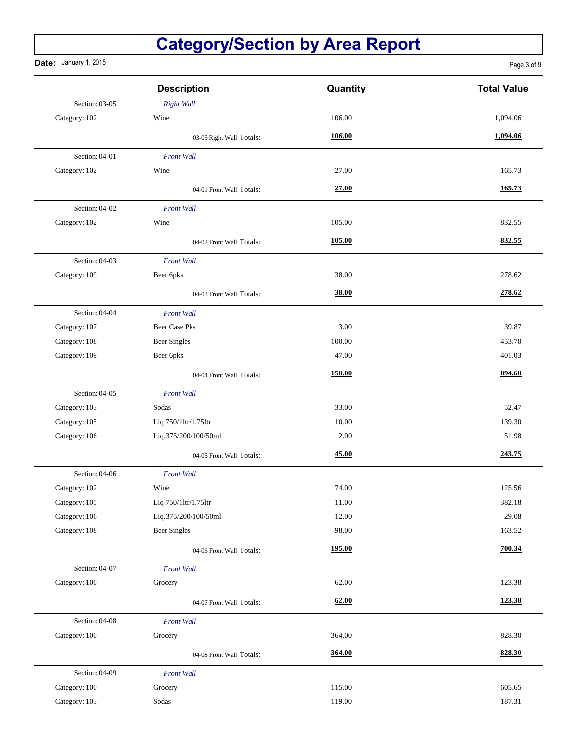# Category/Section by Area Report

**Date:** January 1, 2015

| | Description | Quantity | Total Value |
|---|---|---|---|
| Section: 03-05 | *Right Wall* | | |
| Category: 102 | Wine | 106.00 | 1,094.06 |
| | 03-05 Right Wall Totals: | **106.00** | **1,094.06** |
| Section: 04-01 | *Front Wall* | | |
| Category: 102 | Wine | 27.00 | 165.73 |
| | 04-01 Front Wall Totals: | **27.00** | **165.73** |
| Section: 04-02 | *Front Wall* | | |
| Category: 102 | Wine | 105.00 | 832.55 |
| | 04-02 Front Wall Totals: | **105.00** | **832.55** |
| Section: 04-03 | *Front Wall* | | |
| Category: 109 | Beer 6pks | 38.00 | 278.62 |
| | 04-03 Front Wall Totals: | **38.00** | **278.62** |
| Section: 04-04 | *Front Wall* | | |
| Category: 107 | Beer Case Pks | 3.00 | 39.87 |
| Category: 108 | Beer Singles | 100.00 | 453.70 |
| Category: 109 | Beer 6pks | 47.00 | 401.03 |
| | 04-04 Front Wall Totals: | **150.00** | **894.60** |
| Section: 04-05 | *Front Wall* | | |
| Category: 103 | Sodas | 33.00 | 52.47 |
| Category: 105 | Liq 750/1ltr/1.75ltr | 10.00 | 139.30 |
| Category: 106 | Liq.375/200/100/50ml | 2.00 | 51.98 |
| | 04-05 Front Wall Totals: | **45.00** | **243.75** |
| Section: 04-06 | *Front Wall* | | |
| Category: 102 | Wine | 74.00 | 125.56 |
| Category: 105 | Liq 750/1ltr/1.75ltr | 11.00 | 382.18 |
| Category: 106 | Liq.375/200/100/50ml | 12.00 | 29.08 |
| Category: 108 | Beer Singles | 98.00 | 163.52 |
| | 04-06 Front Wall Totals: | **195.00** | **700.34** |
| Section: 04-07 | *Front Wall* | | |
| Category: 100 | Grocery | 62.00 | 123.38 |
| | 04-07 Front Wall Totals: | **62.00** | **123.38** |
| Section: 04-08 | *Front Wall* | | |
| Category: 100 | Grocery | 364.00 | 828.30 |
| | 04-08 Front Wall Totals: | **364.00** | **828.30** |
| Section: 04-09 | *Front Wall* | | |
| Category: 100 | Grocery | 115.00 | 605.65 |
| Category: 103 | Sodas | 119.00 | 187.31 |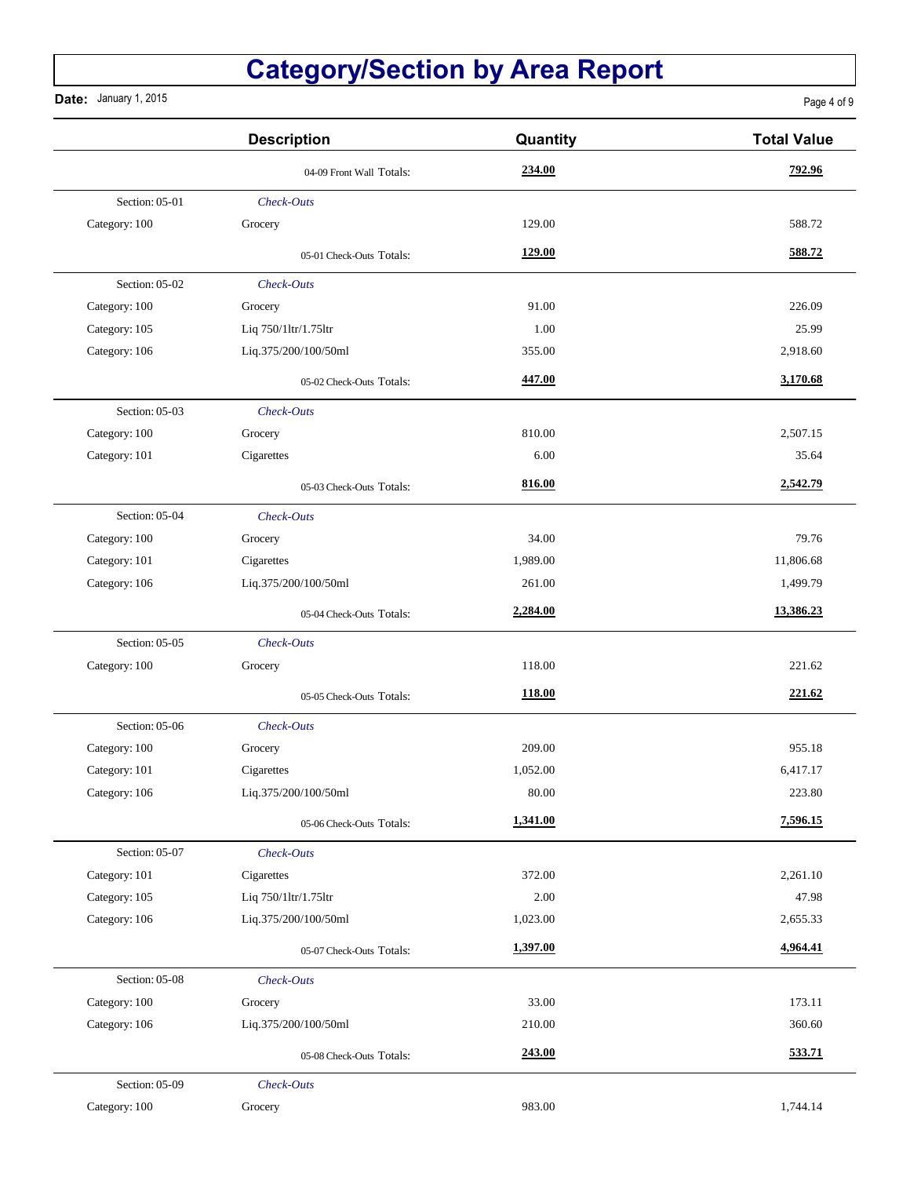# Category/Section by Area Report

**Date:** January 1, 2015

| | Description | Quantity | Total Value |
|---|---|---|---|
| | 04-09 Front Wall Totals: | **234.00** | **792.96** |
| Section: 05-01 | *Check-Outs* | | |
| Category: 100 | Grocery | 129.00 | 588.72 |
| | 05-01 Check-Outs Totals: | **129.00** | **588.72** |
| Section: 05-02 | *Check-Outs* | | |
| Category: 100 | Grocery | 91.00 | 226.09 |
| Category: 105 | Liq 750/1ltr/1.75ltr | 1.00 | 25.99 |
| Category: 106 | Liq.375/200/100/50ml | 355.00 | 2,918.60 |
| | 05-02 Check-Outs Totals: | **447.00** | **3,170.68** |
| Section: 05-03 | *Check-Outs* | | |
| Category: 100 | Grocery | 810.00 | 2,507.15 |
| Category: 101 | Cigarettes | 6.00 | 35.64 |
| | 05-03 Check-Outs Totals: | **816.00** | **2,542.79** |
| Section: 05-04 | *Check-Outs* | | |
| Category: 100 | Grocery | 34.00 | 79.76 |
| Category: 101 | Cigarettes | 1,989.00 | 11,806.68 |
| Category: 106 | Liq.375/200/100/50ml | 261.00 | 1,499.79 |
| | 05-04 Check-Outs Totals: | **2,284.00** | **13,386.23** |
| Section: 05-05 | *Check-Outs* | | |
| Category: 100 | Grocery | 118.00 | 221.62 |
| | 05-05 Check-Outs Totals: | **118.00** | **221.62** |
| Section: 05-06 | *Check-Outs* | | |
| Category: 100 | Grocery | 209.00 | 955.18 |
| Category: 101 | Cigarettes | 1,052.00 | 6,417.17 |
| Category: 106 | Liq.375/200/100/50ml | 80.00 | 223.80 |
| | 05-06 Check-Outs Totals: | **1,341.00** | **7,596.15** |
| Section: 05-07 | *Check-Outs* | | |
| Category: 101 | Cigarettes | 372.00 | 2,261.10 |
| Category: 105 | Liq 750/1ltr/1.75ltr | 2.00 | 47.98 |
| Category: 106 | Liq.375/200/100/50ml | 1,023.00 | 2,655.33 |
| | 05-07 Check-Outs Totals: | **1,397.00** | **4,964.41** |
| Section: 05-08 | *Check-Outs* | | |
| Category: 100 | Grocery | 33.00 | 173.11 |
| Category: 106 | Liq.375/200/100/50ml | 210.00 | 360.60 |
| | 05-08 Check-Outs Totals: | **243.00** | **533.71** |
| Section: 05-09 | *Check-Outs* | | |
| Category: 100 | Grocery | 983.00 | 1,744.14 |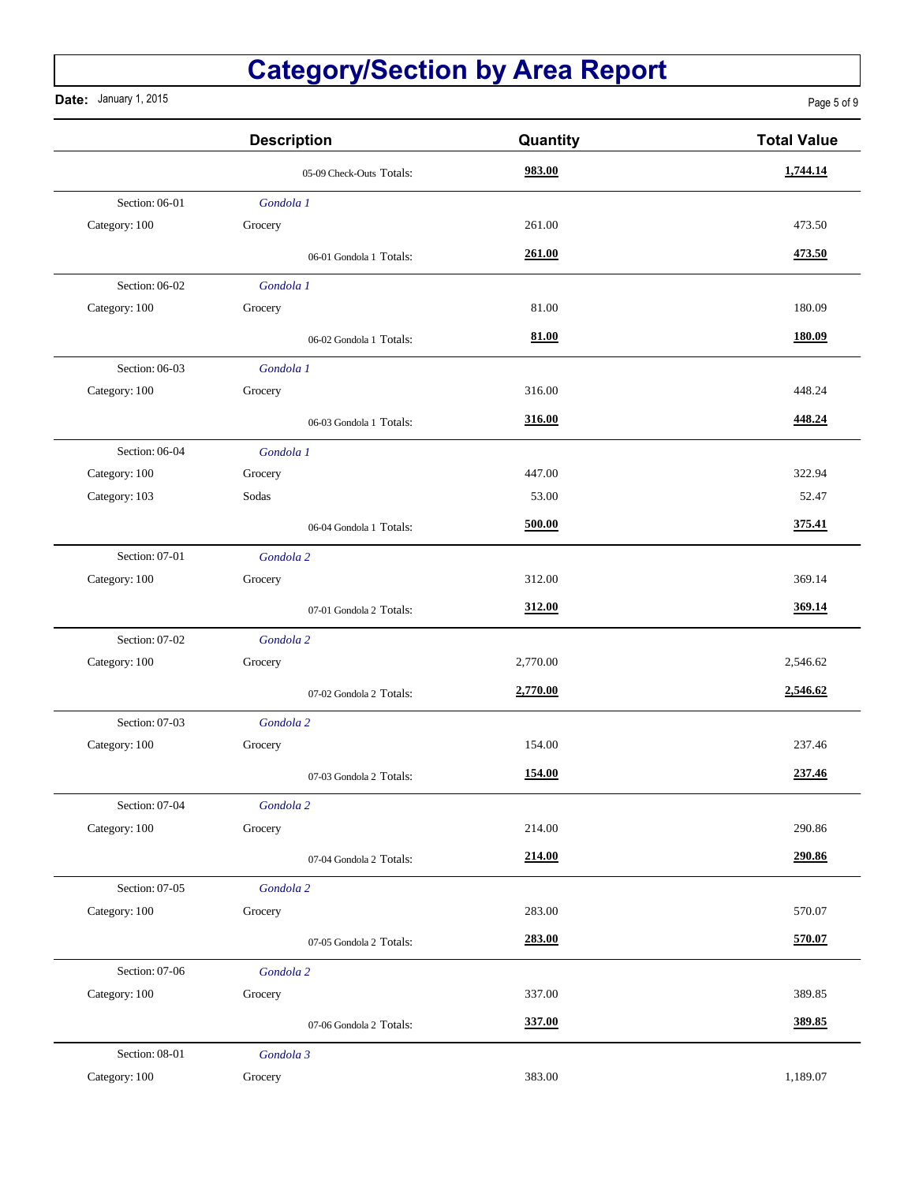# Category/Section by Area Report

**Date:** January 1, 2015

| | Description | Quantity | Total Value |
|---|---|---|---|
| | 05-09 Check-Outs Totals: | **983.00** | **1,744.14** |
| Section: 06-01 | *Gondola 1* | | |
| Category: 100 | Grocery | 261.00 | 473.50 |
| | 06-01 Gondola 1 Totals: | **261.00** | **473.50** |
| Section: 06-02 | *Gondola 1* | | |
| Category: 100 | Grocery | 81.00 | 180.09 |
| | 06-02 Gondola 1 Totals: | **81.00** | **180.09** |
| Section: 06-03 | *Gondola 1* | | |
| Category: 100 | Grocery | 316.00 | 448.24 |
| | 06-03 Gondola 1 Totals: | **316.00** | **448.24** |
| Section: 06-04 | *Gondola 1* | | |
| Category: 100 | Grocery | 447.00 | 322.94 |
| Category: 103 | Sodas | 53.00 | 52.47 |
| | 06-04 Gondola 1 Totals: | **500.00** | **375.41** |
| Section: 07-01 | *Gondola 2* | | |
| Category: 100 | Grocery | 312.00 | 369.14 |
| | 07-01 Gondola 2 Totals: | **312.00** | **369.14** |
| Section: 07-02 | *Gondola 2* | | |
| Category: 100 | Grocery | 2,770.00 | 2,546.62 |
| | 07-02 Gondola 2 Totals: | **2,770.00** | **2,546.62** |
| Section: 07-03 | *Gondola 2* | | |
| Category: 100 | Grocery | 154.00 | 237.46 |
| | 07-03 Gondola 2 Totals: | **154.00** | **237.46** |
| Section: 07-04 | *Gondola 2* | | |
| Category: 100 | Grocery | 214.00 | 290.86 |
| | 07-04 Gondola 2 Totals: | **214.00** | **290.86** |
| Section: 07-05 | *Gondola 2* | | |
| Category: 100 | Grocery | 283.00 | 570.07 |
| | 07-05 Gondola 2 Totals: | **283.00** | **570.07** |
| Section: 07-06 | *Gondola 2* | | |
| Category: 100 | Grocery | 337.00 | 389.85 |
| | 07-06 Gondola 2 Totals: | **337.00** | **389.85** |
| Section: 08-01 | *Gondola 3* | | |
| Category: 100 | Grocery | 383.00 | 1,189.07 |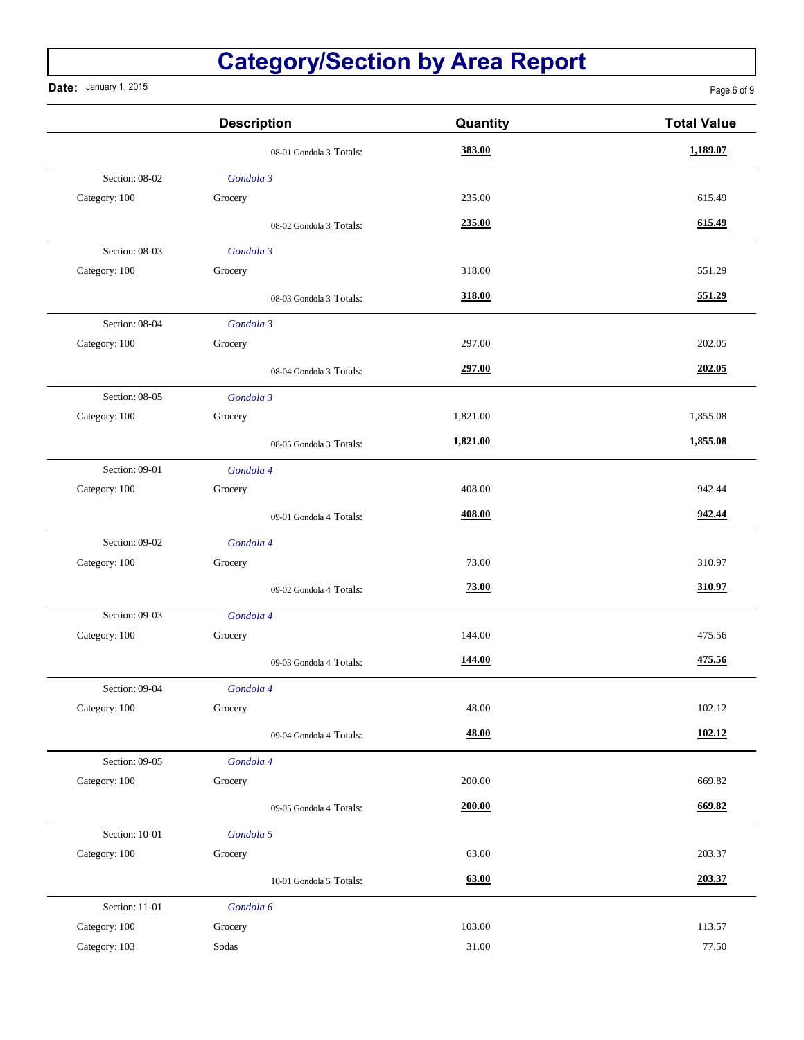# Category/Section by Area Report

**Date:** January 1, 2015

| | Description | Quantity | Total Value |
|---|---|---|---|
| | 08-01 Gondola 3 Totals: | **383.00** | **1,189.07** |
| Section: 08-02 | *Gondola 3* | | |
| Category: 100 | Grocery | 235.00 | 615.49 |
| | 08-02 Gondola 3 Totals: | **235.00** | **615.49** |
| Section: 08-03 | *Gondola 3* | | |
| Category: 100 | Grocery | 318.00 | 551.29 |
| | 08-03 Gondola 3 Totals: | **318.00** | **551.29** |
| Section: 08-04 | *Gondola 3* | | |
| Category: 100 | Grocery | 297.00 | 202.05 |
| | 08-04 Gondola 3 Totals: | **297.00** | **202.05** |
| Section: 08-05 | *Gondola 3* | | |
| Category: 100 | Grocery | 1,821.00 | 1,855.08 |
| | 08-05 Gondola 3 Totals: | **1,821.00** | **1,855.08** |
| Section: 09-01 | *Gondola 4* | | |
| Category: 100 | Grocery | 408.00 | 942.44 |
| | 09-01 Gondola 4 Totals: | **408.00** | **942.44** |
| Section: 09-02 | *Gondola 4* | | |
| Category: 100 | Grocery | 73.00 | 310.97 |
| | 09-02 Gondola 4 Totals: | **73.00** | **310.97** |
| Section: 09-03 | *Gondola 4* | | |
| Category: 100 | Grocery | 144.00 | 475.56 |
| | 09-03 Gondola 4 Totals: | **144.00** | **475.56** |
| Section: 09-04 | *Gondola 4* | | |
| Category: 100 | Grocery | 48.00 | 102.12 |
| | 09-04 Gondola 4 Totals: | **48.00** | **102.12** |
| Section: 09-05 | *Gondola 4* | | |
| Category: 100 | Grocery | 200.00 | 669.82 |
| | 09-05 Gondola 4 Totals: | **200.00** | **669.82** |
| Section: 10-01 | *Gondola 5* | | |
| Category: 100 | Grocery | 63.00 | 203.37 |
| | 10-01 Gondola 5 Totals: | **63.00** | **203.37** |
| Section: 11-01 | *Gondola 6* | | |
| Category: 100 | Grocery | 103.00 | 113.57 |
| Category: 103 | Sodas | 31.00 | 77.50 |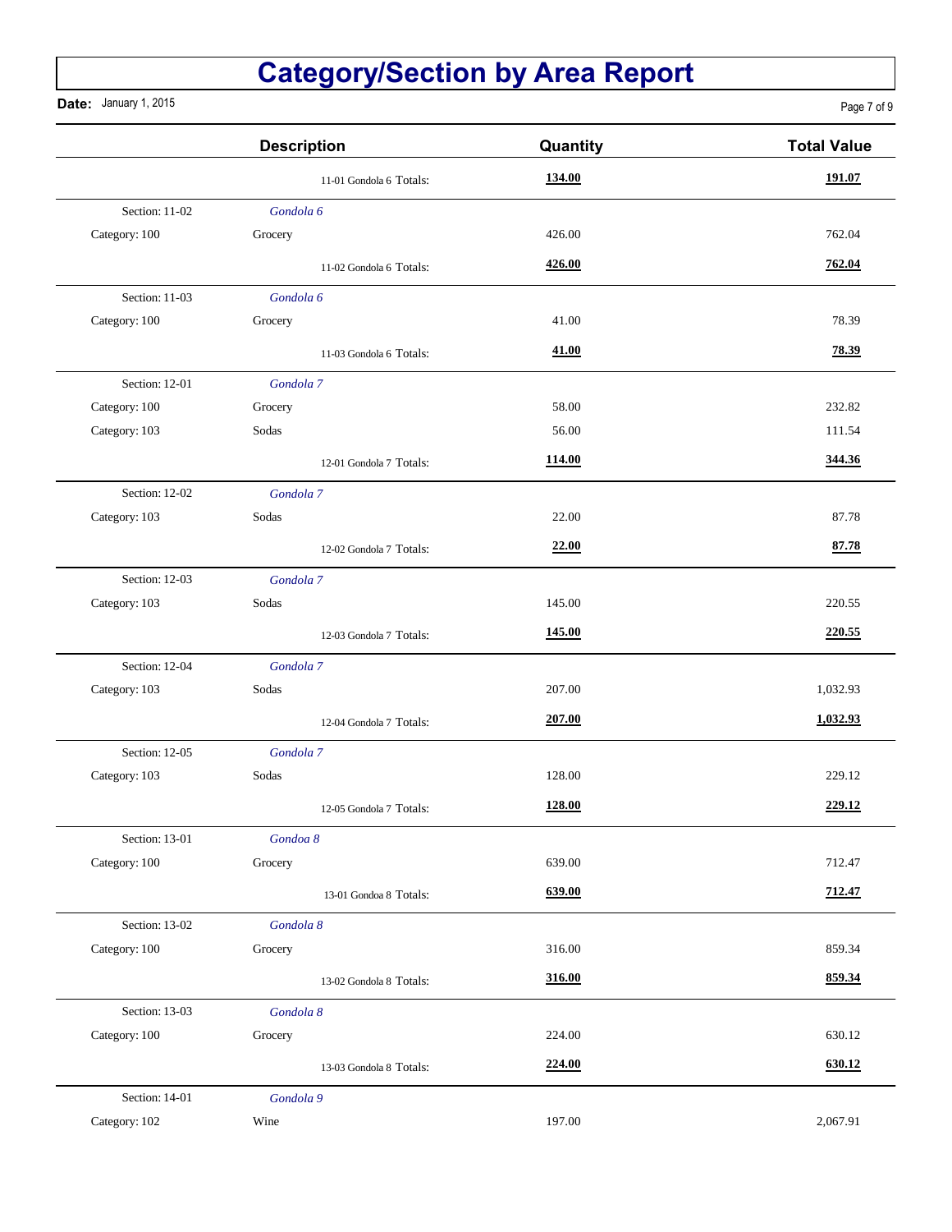# Category/Section by Area Report

**Date:** January 1, 2015

| | Description | Quantity | Total Value |
|---|---|---|---|
| | 11-01 Gondola 6 Totals: | **134.00** | **191.07** |
| Section: 11-02 | *Gondola 6* | | |
| Category: 100 | Grocery | 426.00 | 762.04 |
| | 11-02 Gondola 6 Totals: | **426.00** | **762.04** |
| Section: 11-03 | *Gondola 6* | | |
| Category: 100 | Grocery | 41.00 | 78.39 |
| | 11-03 Gondola 6 Totals: | **41.00** | **78.39** |
| Section: 12-01 | *Gondola 7* | | |
| Category: 100 | Grocery | 58.00 | 232.82 |
| Category: 103 | Sodas | 56.00 | 111.54 |
| | 12-01 Gondola 7 Totals: | **114.00** | **344.36** |
| Section: 12-02 | *Gondola 7* | | |
| Category: 103 | Sodas | 22.00 | 87.78 |
| | 12-02 Gondola 7 Totals: | **22.00** | **87.78** |
| Section: 12-03 | *Gondola 7* | | |
| Category: 103 | Sodas | 145.00 | 220.55 |
| | 12-03 Gondola 7 Totals: | **145.00** | **220.55** |
| Section: 12-04 | *Gondola 7* | | |
| Category: 103 | Sodas | 207.00 | 1,032.93 |
| | 12-04 Gondola 7 Totals: | **207.00** | **1,032.93** |
| Section: 12-05 | *Gondola 7* | | |
| Category: 103 | Sodas | 128.00 | 229.12 |
| | 12-05 Gondola 7 Totals: | **128.00** | **229.12** |
| Section: 13-01 | *Gondoa 8* | | |
| Category: 100 | Grocery | 639.00 | 712.47 |
| | 13-01 Gondoa 8 Totals: | **639.00** | **712.47** |
| Section: 13-02 | *Gondola 8* | | |
| Category: 100 | Grocery | 316.00 | 859.34 |
| | 13-02 Gondola 8 Totals: | **316.00** | **859.34** |
| Section: 13-03 | *Gondola 8* | | |
| Category: 100 | Grocery | 224.00 | 630.12 |
| | 13-03 Gondola 8 Totals: | **224.00** | **630.12** |
| Section: 14-01 | *Gondola 9* | | |
| Category: 102 | Wine | 197.00 | 2,067.91 |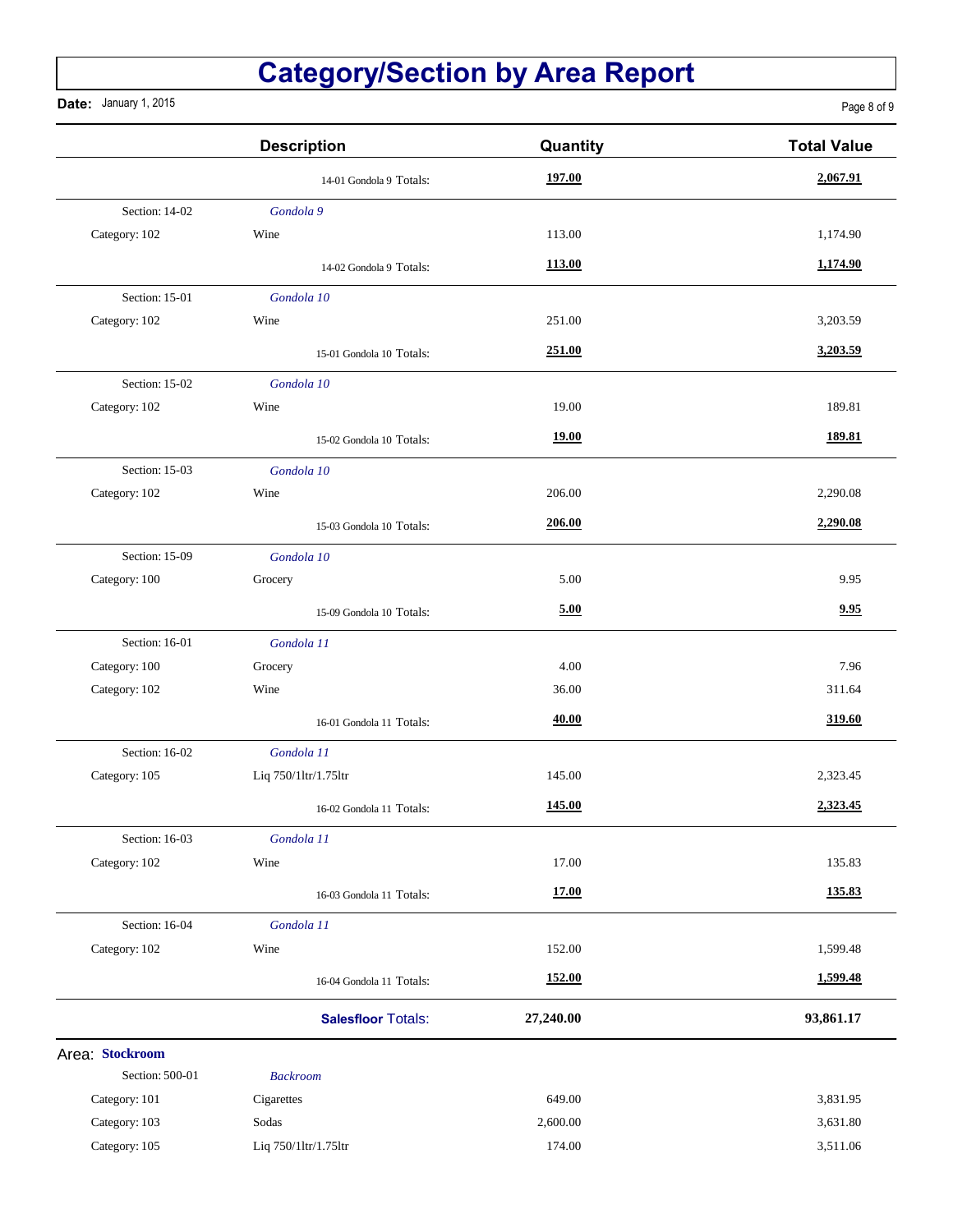# Category/Section by Area Report

**Date:** January 1, 2015

| | Description | Quantity | Total Value |
|---|---|---|---|
| | 14-01 Gondola 9 Totals: | **197.00** | **2,067.91** |
| Section: 14-02 | *Gondola 9* | | |
| Category: 102 | Wine | 113.00 | 1,174.90 |
| | 14-02 Gondola 9 Totals: | **113.00** | **1,174.90** |
| Section: 15-01 | *Gondola 10* | | |
| Category: 102 | Wine | 251.00 | 3,203.59 |
| | 15-01 Gondola 10 Totals: | **251.00** | **3,203.59** |
| Section: 15-02 | *Gondola 10* | | |
| Category: 102 | Wine | 19.00 | 189.81 |
| | 15-02 Gondola 10 Totals: | **19.00** | **189.81** |
| Section: 15-03 | *Gondola 10* | | |
| Category: 102 | Wine | 206.00 | 2,290.08 |
| | 15-03 Gondola 10 Totals: | **206.00** | **2,290.08** |
| Section: 15-09 | *Gondola 10* | | |
| Category: 100 | Grocery | 5.00 | 9.95 |
| | 15-09 Gondola 10 Totals: | **5.00** | **9.95** |
| Section: 16-01 | *Gondola 11* | | |
| Category: 100 | Grocery | 4.00 | 7.96 |
| Category: 102 | Wine | 36.00 | 311.64 |
| | 16-01 Gondola 11 Totals: | **40.00** | **319.60** |
| Section: 16-02 | *Gondola 11* | | |
| Category: 105 | Liq 750/1ltr/1.75ltr | 145.00 | 2,323.45 |
| | 16-02 Gondola 11 Totals: | **145.00** | **2,323.45** |
| Section: 16-03 | *Gondola 11* | | |
| Category: 102 | Wine | 17.00 | 135.83 |
| | 16-03 Gondola 11 Totals: | **17.00** | **135.83** |
| Section: 16-04 | *Gondola 11* | | |
| Category: 102 | Wine | 152.00 | 1,599.48 |
| | 16-04 Gondola 11 Totals: | **152.00** | **1,599.48** |
| | **Salesfloor** Totals: | **27,240.00** | **93,861.17** |

Area: **Stockroom**

| | Description | Quantity | Total Value |
|---|---|---|---|
| Section: 500-01 | *Backroom* | | |
| Category: 101 | Cigarettes | 649.00 | 3,831.95 |
| Category: 103 | Sodas | 2,600.00 | 3,631.80 |
| Category: 105 | Liq 750/1ltr/1.75ltr | 174.00 | 3,511.06 |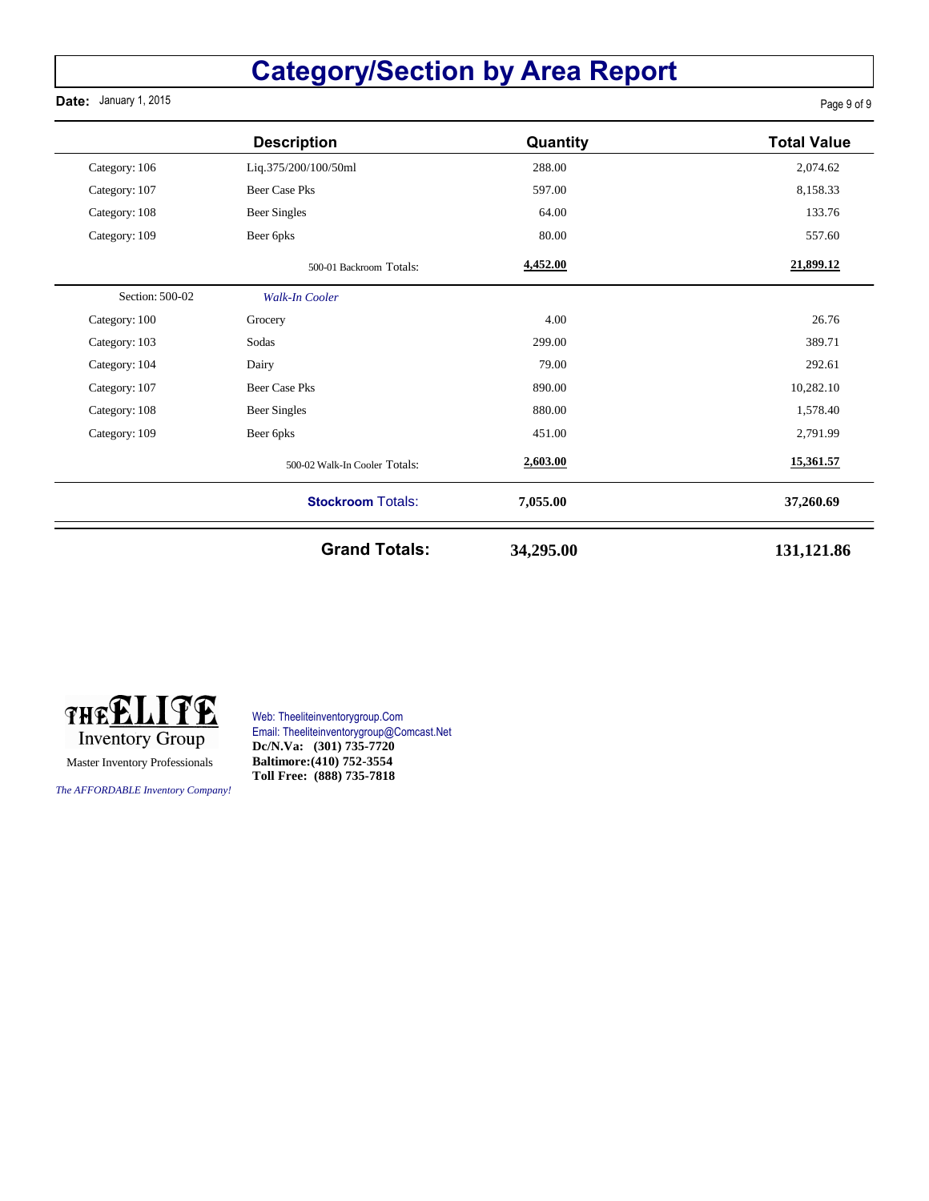# Category/Section by Area Report

**Date:** January 1, 2015

| | Description | Quantity | Total Value |
|---|---|---|---|
| Category: 106 | Liq.375/200/100/50ml | 288.00 | 2,074.62 |
| Category: 107 | Beer Case Pks | 597.00 | 8,158.33 |
| Category: 108 | Beer Singles | 64.00 | 133.76 |
| Category: 109 | Beer 6pks | 80.00 | 557.60 |
| | 500-01 Backroom Totals: | **4,452.00** | **21,899.12** |
| Section: 500-02 | *Walk-In Cooler* | | |
| Category: 100 | Grocery | 4.00 | 26.76 |
| Category: 103 | Sodas | 299.00 | 389.71 |
| Category: 104 | Dairy | 79.00 | 292.61 |
| Category: 107 | Beer Case Pks | 890.00 | 10,282.10 |
| Category: 108 | Beer Singles | 880.00 | 1,578.40 |
| Category: 109 | Beer 6pks | 451.00 | 2,791.99 |
| | 500-02 Walk-In Cooler Totals: | **2,603.00** | **15,361.57** |
| | **Stockroom** Totals: | **7,055.00** | **37,260.69** |
| | **Grand Totals:** | **34,295.00** | **131,121.86** |

THE ELITE Inventory Group

Master Inventory Professionals

*The AFFORDABLE Inventory Company!*

Web: Theeliteinventorygroup.Com
Email: Theeliteinventorygroup@Comcast.Net
**Dc/N.Va: (301) 735-7720**
**Baltimore:(410) 752-3554**
**Toll Free: (888) 735-7818**